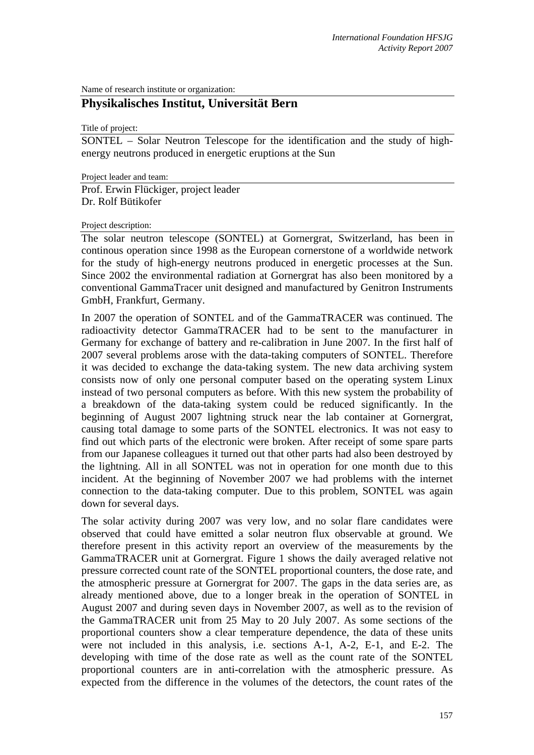Name of research institute or organization:

## Physikalisches Institut, Universität Bern

Title of project:

SONTEL – Solar Neutron Telescope for the identification and the study of high-energy neutrons produced in energetic eruptions at the Sun

Project leader and team:

Prof. Erwin Flückiger, project leader
Dr. Rolf Bütikofer

Project description:

The solar neutron telescope (SONTEL) at Gornergrat, Switzerland, has been in continous operation since 1998 as the European cornerstone of a worldwide network for the study of high-energy neutrons produced in energetic processes at the Sun. Since 2002 the environmental radiation at Gornergrat has also been monitored by a conventional GammaTracer unit designed and manufactured by Genitron Instruments GmbH, Frankfurt, Germany.

In 2007 the operation of SONTEL and of the GammaTRACER was continued. The radioactivity detector GammaTRACER had to be sent to the manufacturer in Germany for exchange of battery and re-calibration in June 2007. In the first half of 2007 several problems arose with the data-taking computers of SONTEL. Therefore it was decided to exchange the data-taking system. The new data archiving system consists now of only one personal computer based on the operating system Linux instead of two personal computers as before. With this new system the probability of a breakdown of the data-taking system could be reduced significantly. In the beginning of August 2007 lightning struck near the lab container at Gornergrat, causing total damage to some parts of the SONTEL electronics. It was not easy to find out which parts of the electronic were broken. After receipt of some spare parts from our Japanese colleagues it turned out that other parts had also been destroyed by the lightning. All in all SONTEL was not in operation for one month due to this incident. At the beginning of November 2007 we had problems with the internet connection to the data-taking computer. Due to this problem, SONTEL was again down for several days.

The solar activity during 2007 was very low, and no solar flare candidates were observed that could have emitted a solar neutron flux observable at ground. We therefore present in this activity report an overview of the measurements by the GammaTRACER unit at Gornergrat. Figure 1 shows the daily averaged relative not pressure corrected count rate of the SONTEL proportional counters, the dose rate, and the atmospheric pressure at Gornergrat for 2007. The gaps in the data series are, as already mentioned above, due to a longer break in the operation of SONTEL in August 2007 and during seven days in November 2007, as well as to the revision of the GammaTRACER unit from 25 May to 20 July 2007. As some sections of the proportional counters show a clear temperature dependence, the data of these units were not included in this analysis, i.e. sections A-1, A-2, E-1, and E-2. The developing with time of the dose rate as well as the count rate of the SONTEL proportional counters are in anti-correlation with the atmospheric pressure. As expected from the difference in the volumes of the detectors, the count rates of the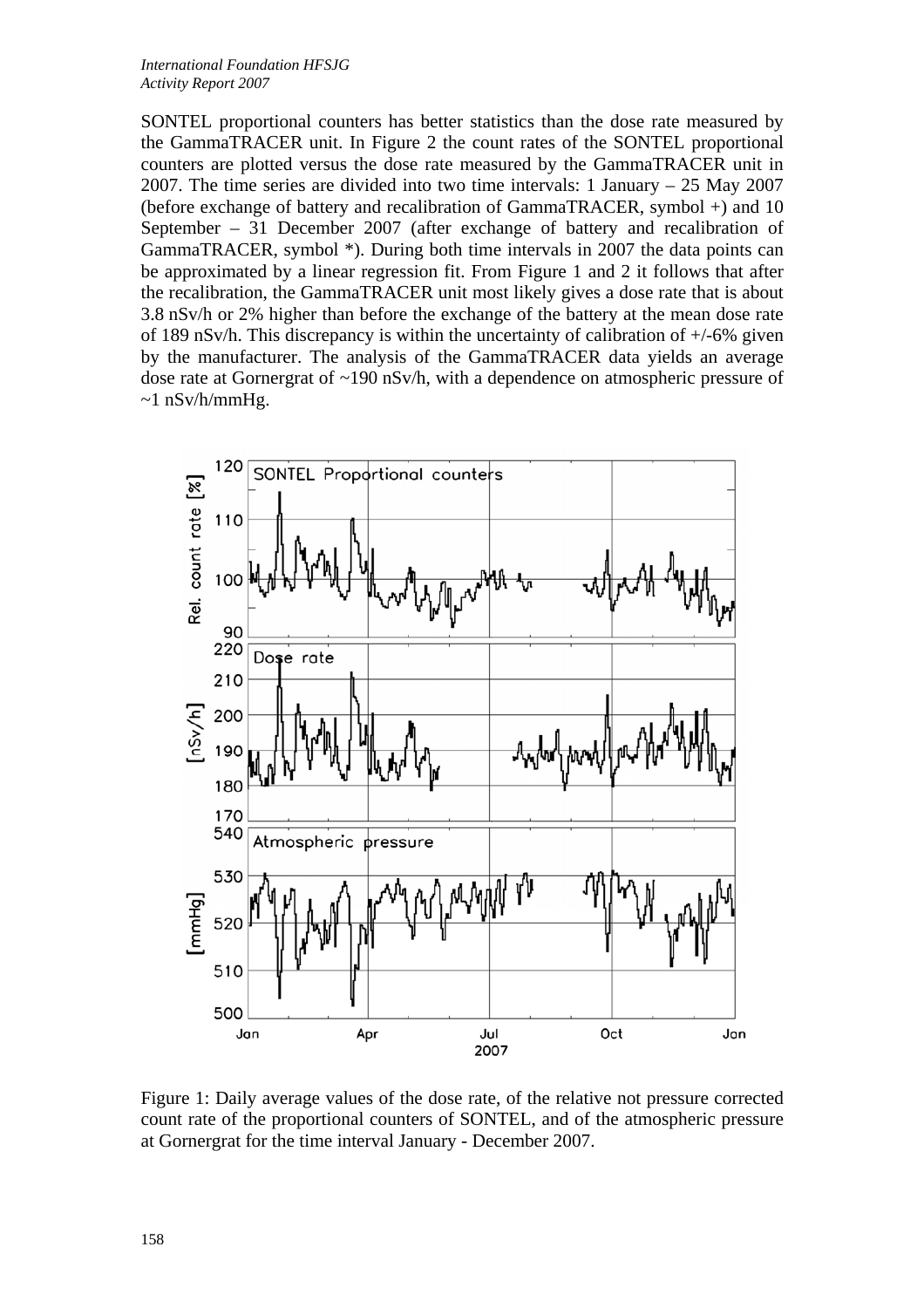SONTEL proportional counters has better statistics than the dose rate measured by the GammaTRACER unit. In Figure 2 the count rates of the SONTEL proportional counters are plotted versus the dose rate measured by the GammaTRACER unit in 2007. The time series are divided into two time intervals: 1 January – 25 May 2007 (before exchange of battery and recalibration of GammaTRACER, symbol +) and 10 September – 31 December 2007 (after exchange of battery and recalibration of GammaTRACER, symbol *). During both time intervals in 2007 the data points can be approximated by a linear regression fit. From Figure 1 and 2 it follows that after the recalibration, the GammaTRACER unit most likely gives a dose rate that is about 3.8 nSv/h or 2% higher than before the exchange of the battery at the mean dose rate of 189 nSv/h. This discrepancy is within the uncertainty of calibration of +/-6% given by the manufacturer. The analysis of the GammaTRACER data yields an average dose rate at Gornergrat of ~190 nSv/h, with a dependence on atmospheric pressure of ~1 nSv/h/mmHg.

Figure 1: Daily average values of the dose rate, of the relative not pressure corrected count rate of the proportional counters of SONTEL, and of the atmospheric pressure at Gornergrat for the time interval January - December 2007.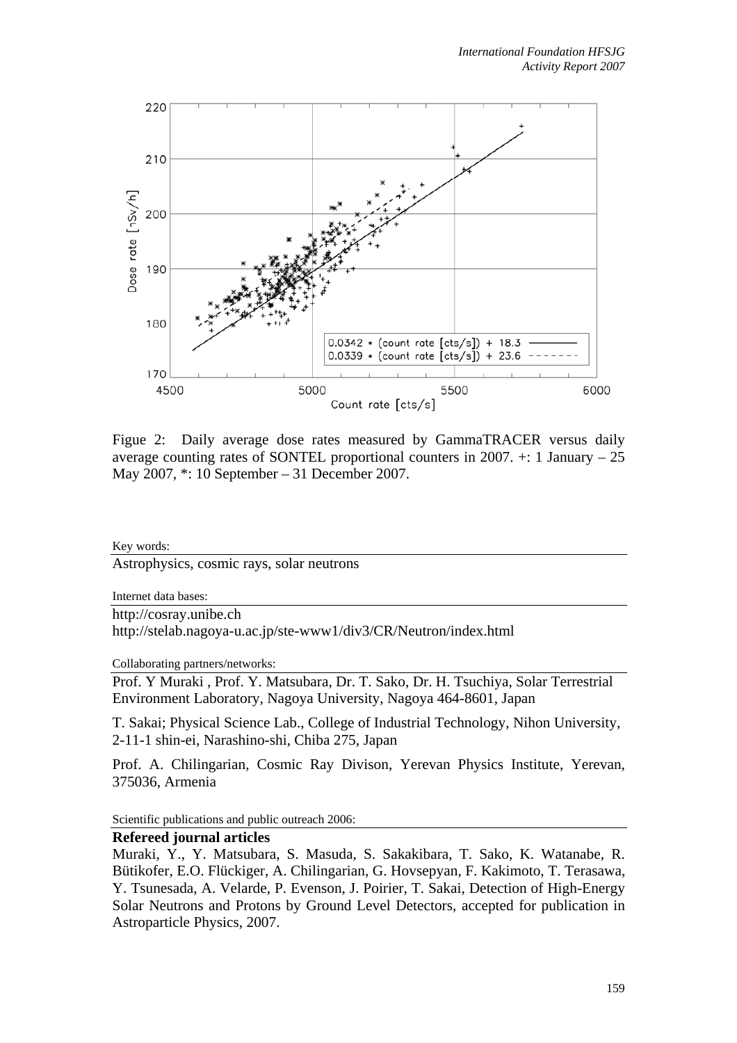Figue 2: Daily average dose rates measured by GammaTRACER versus daily average counting rates of SONTEL proportional counters in 2007. +: 1 January – 25 May 2007, *: 10 September – 31 December 2007.

Key words:

Astrophysics, cosmic rays, solar neutrons

Internet data bases:

http://cosray.unibe.ch
http://stelab.nagoya-u.ac.jp/ste-www1/div3/CR/Neutron/index.html

Collaborating partners/networks:

Prof. Y Muraki , Prof. Y. Matsubara, Dr. T. Sako, Dr. H. Tsuchiya, Solar Terrestrial Environment Laboratory, Nagoya University, Nagoya 464-8601, Japan

T. Sakai; Physical Science Lab., College of Industrial Technology, Nihon University, 2-11-1 shin-ei, Narashino-shi, Chiba 275, Japan

Prof. A. Chilingarian, Cosmic Ray Divison, Yerevan Physics Institute, Yerevan, 375036, Armenia

Scientific publications and public outreach 2006:

**Refereed journal articles**

Muraki, Y., Y. Matsubara, S. Masuda, S. Sakakibara, T. Sako, K. Watanabe, R. Bütikofer, E.O. Flückiger, A. Chilingarian, G. Hovsepyan, F. Kakimoto, T. Terasawa, Y. Tsunesada, A. Velarde, P. Evenson, J. Poirier, T. Sakai, Detection of High-Energy Solar Neutrons and Protons by Ground Level Detectors, accepted for publication in Astroparticle Physics, 2007.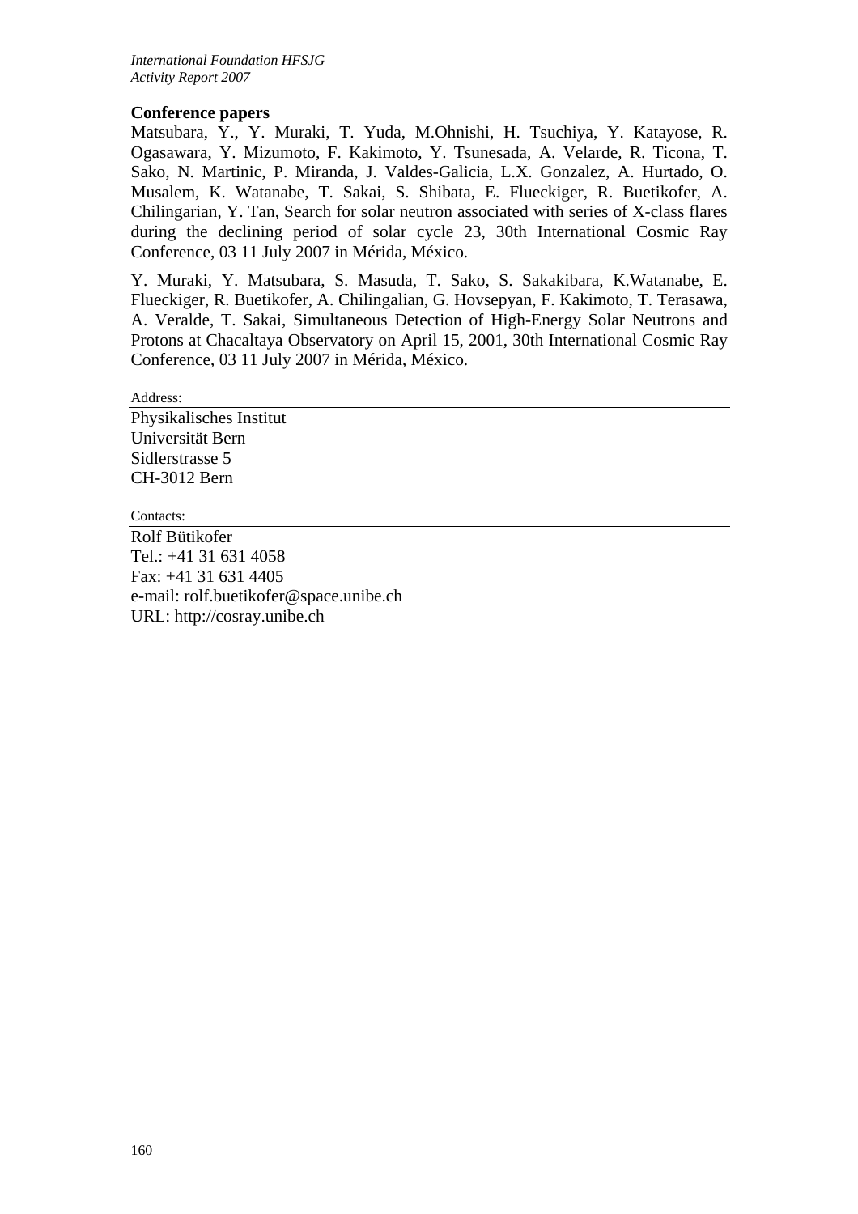### Conference papers

Matsubara, Y., Y. Muraki, T. Yuda, M.Ohnishi, H. Tsuchiya, Y. Katayose, R. Ogasawara, Y. Mizumoto, F. Kakimoto, Y. Tsunesada, A. Velarde, R. Ticona, T. Sako, N. Martinic, P. Miranda, J. Valdes-Galicia, L.X. Gonzalez, A. Hurtado, O. Musalem, K. Watanabe, T. Sakai, S. Shibata, E. Flueckiger, R. Buetikofer, A. Chilingarian, Y. Tan, Search for solar neutron associated with series of X-class flares during the declining period of solar cycle 23, 30th International Cosmic Ray Conference, 03 11 July 2007 in Mérida, México.

Y. Muraki, Y. Matsubara, S. Masuda, T. Sako, S. Sakakibara, K.Watanabe, E. Flueckiger, R. Buetikofer, A. Chilingalian, G. Hovsepyan, F. Kakimoto, T. Terasawa, A. Veralde, T. Sakai, Simultaneous Detection of High-Energy Solar Neutrons and Protons at Chacaltaya Observatory on April 15, 2001, 30th International Cosmic Ray Conference, 03 11 July 2007 in Mérida, México.

Address:

Physikalisches Institut
Universität Bern
Sidlerstrasse 5
CH-3012 Bern

Contacts:

Rolf Bütikofer
Tel.: +41 31 631 4058
Fax: +41 31 631 4405
e-mail: rolf.buetikofer@space.unibe.ch
URL: http://cosray.unibe.ch